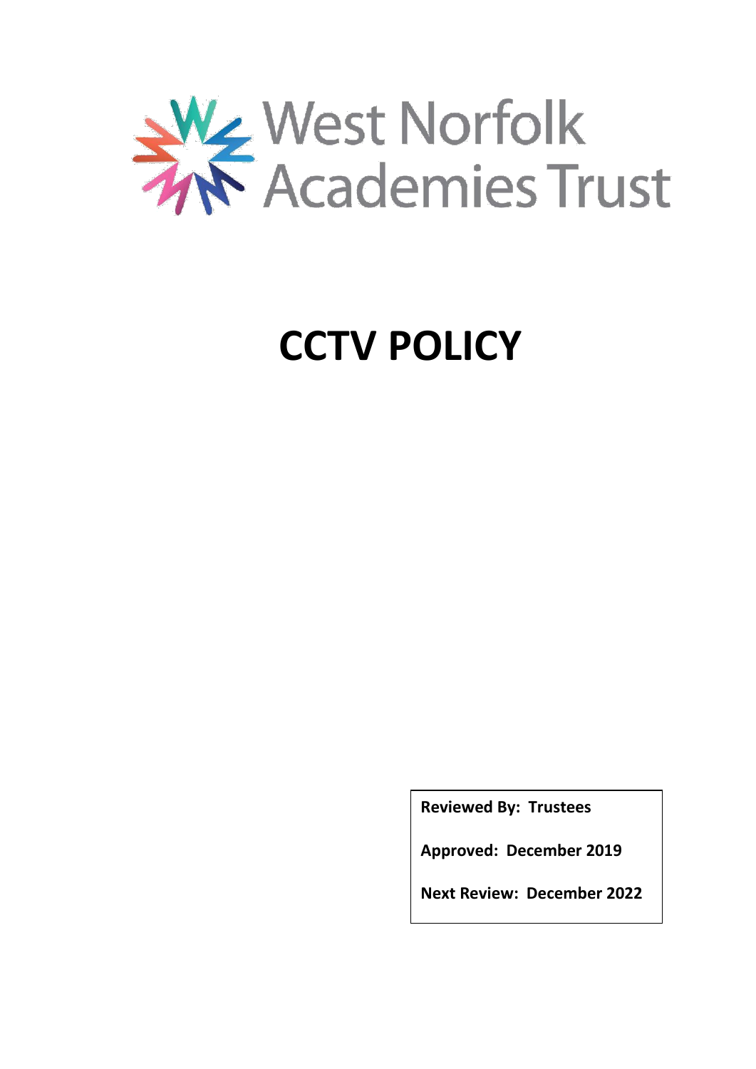West Norfolk Academies Trust

# CCTV POLICY

**Reviewed By: Trustees**

**Approved: December 2019**

**Next Review: December 2022**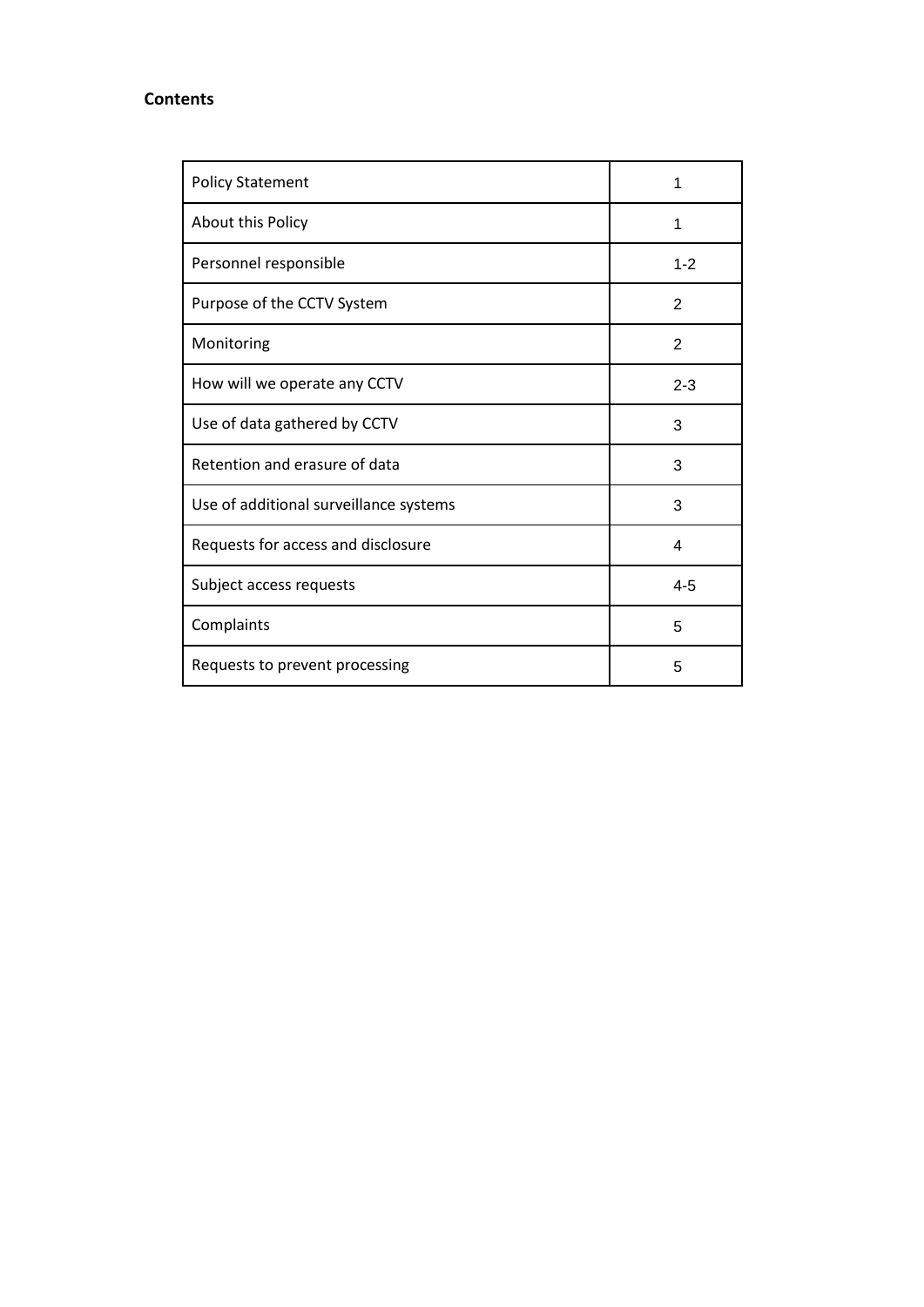**Contents**

| Section | Page |
|---|---|
| Policy Statement | 1 |
| About this Policy | 1 |
| Personnel responsible | 1-2 |
| Purpose of the CCTV System | 2 |
| Monitoring | 2 |
| How will we operate any CCTV | 2-3 |
| Use of data gathered by CCTV | 3 |
| Retention and erasure of data | 3 |
| Use of additional surveillance systems | 3 |
| Requests for access and disclosure | 4 |
| Subject access requests | 4-5 |
| Complaints | 5 |
| Requests to prevent processing | 5 |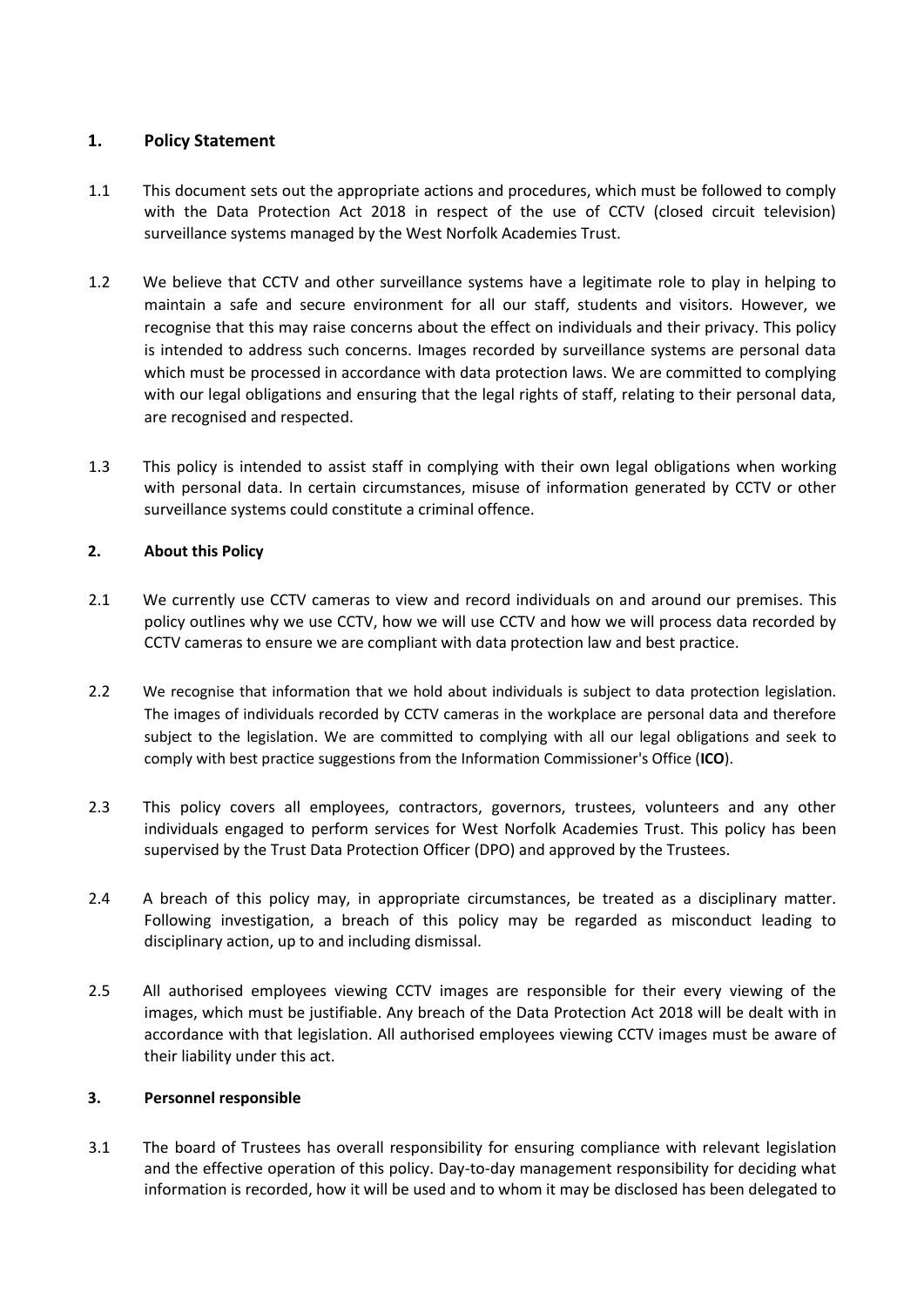## 1. Policy Statement

1.1 This document sets out the appropriate actions and procedures, which must be followed to comply with the Data Protection Act 2018 in respect of the use of CCTV (closed circuit television) surveillance systems managed by the West Norfolk Academies Trust.

1.2 We believe that CCTV and other surveillance systems have a legitimate role to play in helping to maintain a safe and secure environment for all our staff, students and visitors. However, we recognise that this may raise concerns about the effect on individuals and their privacy. This policy is intended to address such concerns. Images recorded by surveillance systems are personal data which must be processed in accordance with data protection laws. We are committed to complying with our legal obligations and ensuring that the legal rights of staff, relating to their personal data, are recognised and respected.

1.3 This policy is intended to assist staff in complying with their own legal obligations when working with personal data. In certain circumstances, misuse of information generated by CCTV or other surveillance systems could constitute a criminal offence.

## 2. About this Policy

2.1 We currently use CCTV cameras to view and record individuals on and around our premises. This policy outlines why we use CCTV, how we will use CCTV and how we will process data recorded by CCTV cameras to ensure we are compliant with data protection law and best practice.

2.2 We recognise that information that we hold about individuals is subject to data protection legislation. The images of individuals recorded by CCTV cameras in the workplace are personal data and therefore subject to the legislation. We are committed to complying with all our legal obligations and seek to comply with best practice suggestions from the Information Commissioner's Office (**ICO**).

2.3 This policy covers all employees, contractors, governors, trustees, volunteers and any other individuals engaged to perform services for West Norfolk Academies Trust. This policy has been supervised by the Trust Data Protection Officer (DPO) and approved by the Trustees.

2.4 A breach of this policy may, in appropriate circumstances, be treated as a disciplinary matter. Following investigation, a breach of this policy may be regarded as misconduct leading to disciplinary action, up to and including dismissal.

2.5 All authorised employees viewing CCTV images are responsible for their every viewing of the images, which must be justifiable. Any breach of the Data Protection Act 2018 will be dealt with in accordance with that legislation. All authorised employees viewing CCTV images must be aware of their liability under this act.

## 3. Personnel responsible

3.1 The board of Trustees has overall responsibility for ensuring compliance with relevant legislation and the effective operation of this policy. Day-to-day management responsibility for deciding what information is recorded, how it will be used and to whom it may be disclosed has been delegated to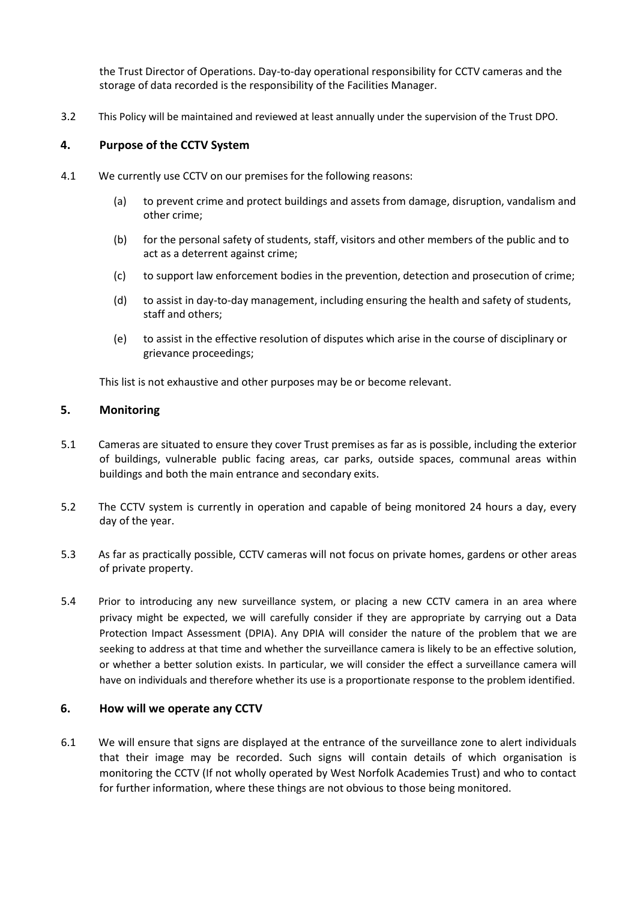the Trust Director of Operations. Day-to-day operational responsibility for CCTV cameras and the storage of data recorded is the responsibility of the Facilities Manager.

3.2 This Policy will be maintained and reviewed at least annually under the supervision of the Trust DPO.

## 4. Purpose of the CCTV System

4.1 We currently use CCTV on our premises for the following reasons:

(a) to prevent crime and protect buildings and assets from damage, disruption, vandalism and other crime;

(b) for the personal safety of students, staff, visitors and other members of the public and to act as a deterrent against crime;

(c) to support law enforcement bodies in the prevention, detection and prosecution of crime;

(d) to assist in day-to-day management, including ensuring the health and safety of students, staff and others;

(e) to assist in the effective resolution of disputes which arise in the course of disciplinary or grievance proceedings;

This list is not exhaustive and other purposes may be or become relevant.

## 5. Monitoring

5.1 Cameras are situated to ensure they cover Trust premises as far as is possible, including the exterior of buildings, vulnerable public facing areas, car parks, outside spaces, communal areas within buildings and both the main entrance and secondary exits.

5.2 The CCTV system is currently in operation and capable of being monitored 24 hours a day, every day of the year.

5.3 As far as practically possible, CCTV cameras will not focus on private homes, gardens or other areas of private property.

5.4 Prior to introducing any new surveillance system, or placing a new CCTV camera in an area where privacy might be expected, we will carefully consider if they are appropriate by carrying out a Data Protection Impact Assessment (DPIA). Any DPIA will consider the nature of the problem that we are seeking to address at that time and whether the surveillance camera is likely to be an effective solution, or whether a better solution exists. In particular, we will consider the effect a surveillance camera will have on individuals and therefore whether its use is a proportionate response to the problem identified.

## 6. How will we operate any CCTV

6.1 We will ensure that signs are displayed at the entrance of the surveillance zone to alert individuals that their image may be recorded. Such signs will contain details of which organisation is monitoring the CCTV (If not wholly operated by West Norfolk Academies Trust) and who to contact for further information, where these things are not obvious to those being monitored.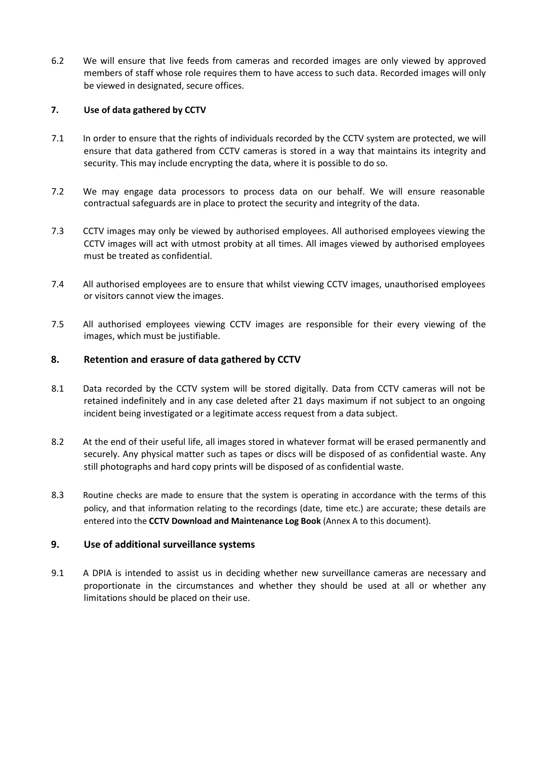6.2 We will ensure that live feeds from cameras and recorded images are only viewed by approved members of staff whose role requires them to have access to such data. Recorded images will only be viewed in designated, secure offices.

## 7. Use of data gathered by CCTV

7.1 In order to ensure that the rights of individuals recorded by the CCTV system are protected, we will ensure that data gathered from CCTV cameras is stored in a way that maintains its integrity and security. This may include encrypting the data, where it is possible to do so.

7.2 We may engage data processors to process data on our behalf. We will ensure reasonable contractual safeguards are in place to protect the security and integrity of the data.

7.3 CCTV images may only be viewed by authorised employees. All authorised employees viewing the CCTV images will act with utmost probity at all times. All images viewed by authorised employees must be treated as confidential.

7.4 All authorised employees are to ensure that whilst viewing CCTV images, unauthorised employees or visitors cannot view the images.

7.5 All authorised employees viewing CCTV images are responsible for their every viewing of the images, which must be justifiable.

## 8. Retention and erasure of data gathered by CCTV

8.1 Data recorded by the CCTV system will be stored digitally. Data from CCTV cameras will not be retained indefinitely and in any case deleted after 21 days maximum if not subject to an ongoing incident being investigated or a legitimate access request from a data subject.

8.2 At the end of their useful life, all images stored in whatever format will be erased permanently and securely. Any physical matter such as tapes or discs will be disposed of as confidential waste. Any still photographs and hard copy prints will be disposed of as confidential waste.

8.3 Routine checks are made to ensure that the system is operating in accordance with the terms of this policy, and that information relating to the recordings (date, time etc.) are accurate; these details are entered into the **CCTV Download and Maintenance Log Book** (Annex A to this document).

## 9. Use of additional surveillance systems

9.1 A DPIA is intended to assist us in deciding whether new surveillance cameras are necessary and proportionate in the circumstances and whether they should be used at all or whether any limitations should be placed on their use.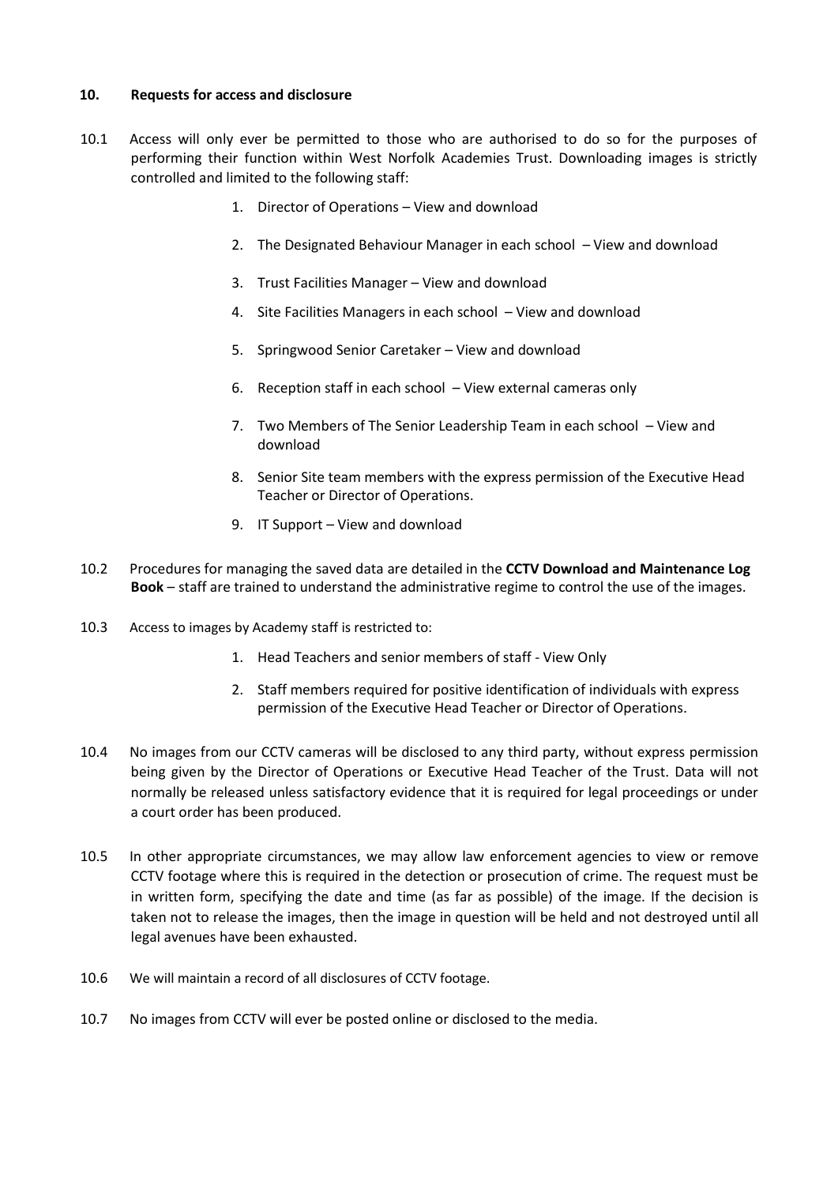## 10. Requests for access and disclosure

10.1 Access will only ever be permitted to those who are authorised to do so for the purposes of performing their function within West Norfolk Academies Trust. Downloading images is strictly controlled and limited to the following staff:

1. Director of Operations – View and download
2. The Designated Behaviour Manager in each school – View and download
3. Trust Facilities Manager – View and download
4. Site Facilities Managers in each school – View and download
5. Springwood Senior Caretaker – View and download
6. Reception staff in each school – View external cameras only
7. Two Members of The Senior Leadership Team in each school – View and download
8. Senior Site team members with the express permission of the Executive Head Teacher or Director of Operations.
9. IT Support – View and download

10.2 Procedures for managing the saved data are detailed in the **CCTV Download and Maintenance Log Book** – staff are trained to understand the administrative regime to control the use of the images.

10.3 Access to images by Academy staff is restricted to:

1. Head Teachers and senior members of staff - View Only
2. Staff members required for positive identification of individuals with express permission of the Executive Head Teacher or Director of Operations.

10.4 No images from our CCTV cameras will be disclosed to any third party, without express permission being given by the Director of Operations or Executive Head Teacher of the Trust. Data will not normally be released unless satisfactory evidence that it is required for legal proceedings or under a court order has been produced.

10.5 In other appropriate circumstances, we may allow law enforcement agencies to view or remove CCTV footage where this is required in the detection or prosecution of crime. The request must be in written form, specifying the date and time (as far as possible) of the image. If the decision is taken not to release the images, then the image in question will be held and not destroyed until all legal avenues have been exhausted.

10.6 We will maintain a record of all disclosures of CCTV footage.

10.7 No images from CCTV will ever be posted online or disclosed to the media.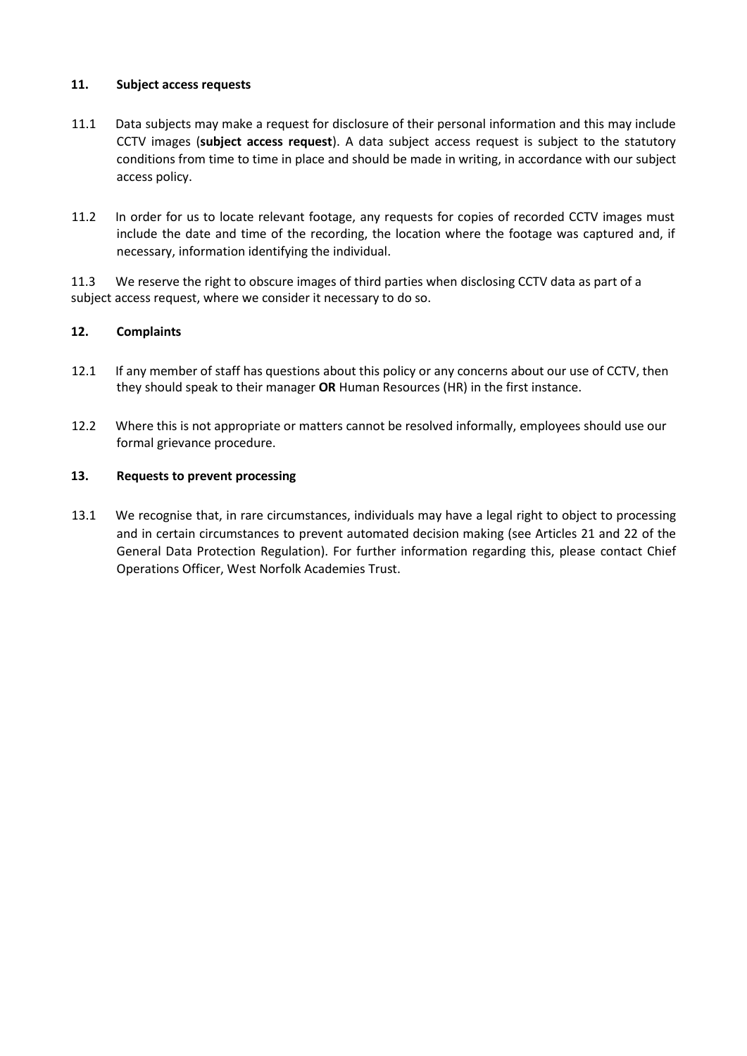## 11. Subject access requests

11.1 Data subjects may make a request for disclosure of their personal information and this may include CCTV images (**subject access request**). A data subject access request is subject to the statutory conditions from time to time in place and should be made in writing, in accordance with our subject access policy.

11.2 In order for us to locate relevant footage, any requests for copies of recorded CCTV images must include the date and time of the recording, the location where the footage was captured and, if necessary, information identifying the individual.

11.3 We reserve the right to obscure images of third parties when disclosing CCTV data as part of a subject access request, where we consider it necessary to do so.

## 12. Complaints

12.1 If any member of staff has questions about this policy or any concerns about our use of CCTV, then they should speak to their manager **OR** Human Resources (HR) in the first instance.

12.2 Where this is not appropriate or matters cannot be resolved informally, employees should use our formal grievance procedure.

## 13. Requests to prevent processing

13.1 We recognise that, in rare circumstances, individuals may have a legal right to object to processing and in certain circumstances to prevent automated decision making (see Articles 21 and 22 of the General Data Protection Regulation). For further information regarding this, please contact Chief Operations Officer, West Norfolk Academies Trust.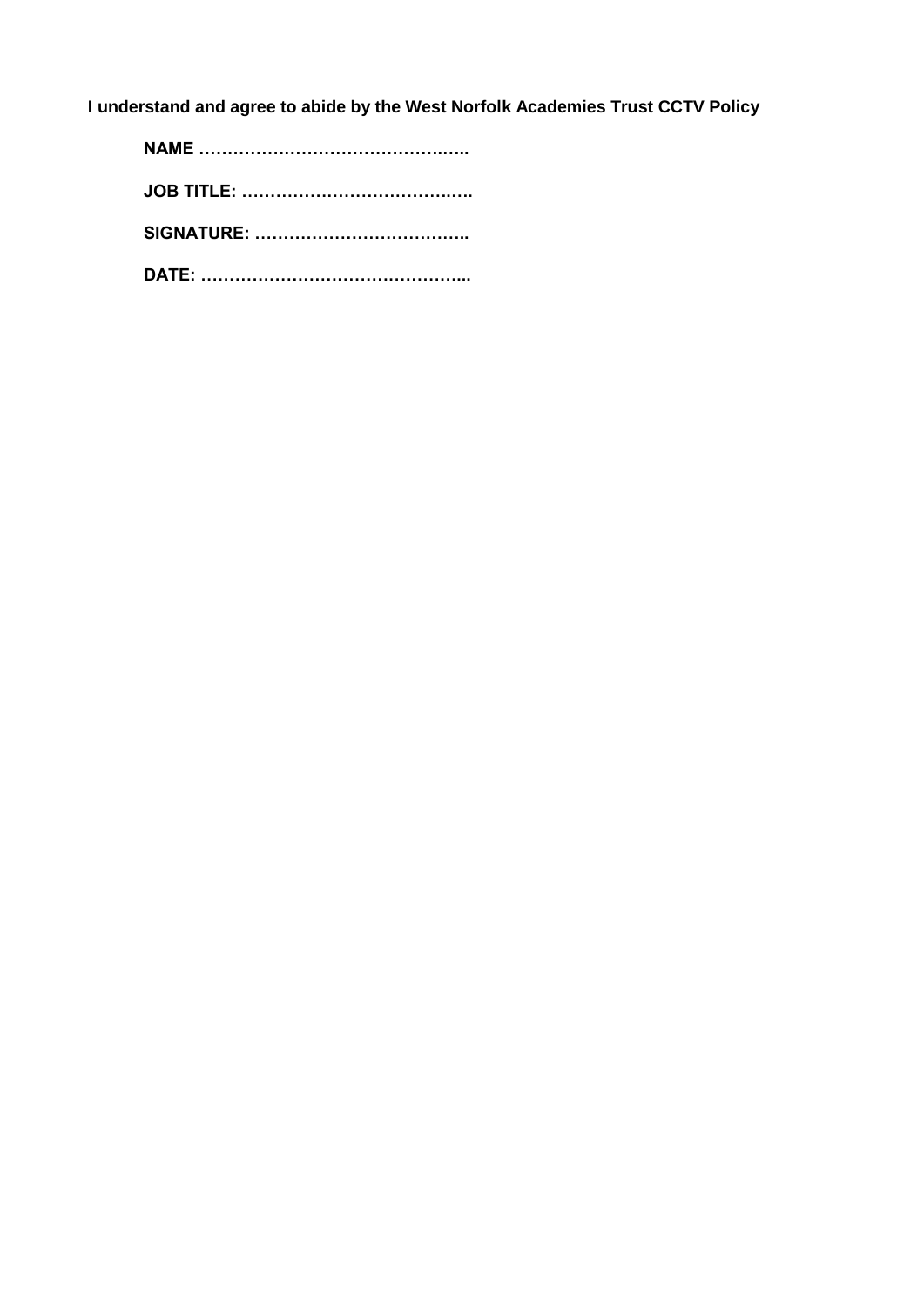**I understand and agree to abide by the West Norfolk Academies Trust CCTV Policy**

**NAME ……………………………………..…..**

**JOB TITLE: ………………………………..….**

**SIGNATURE: ………………………………..**

**DATE: ………………………………………...**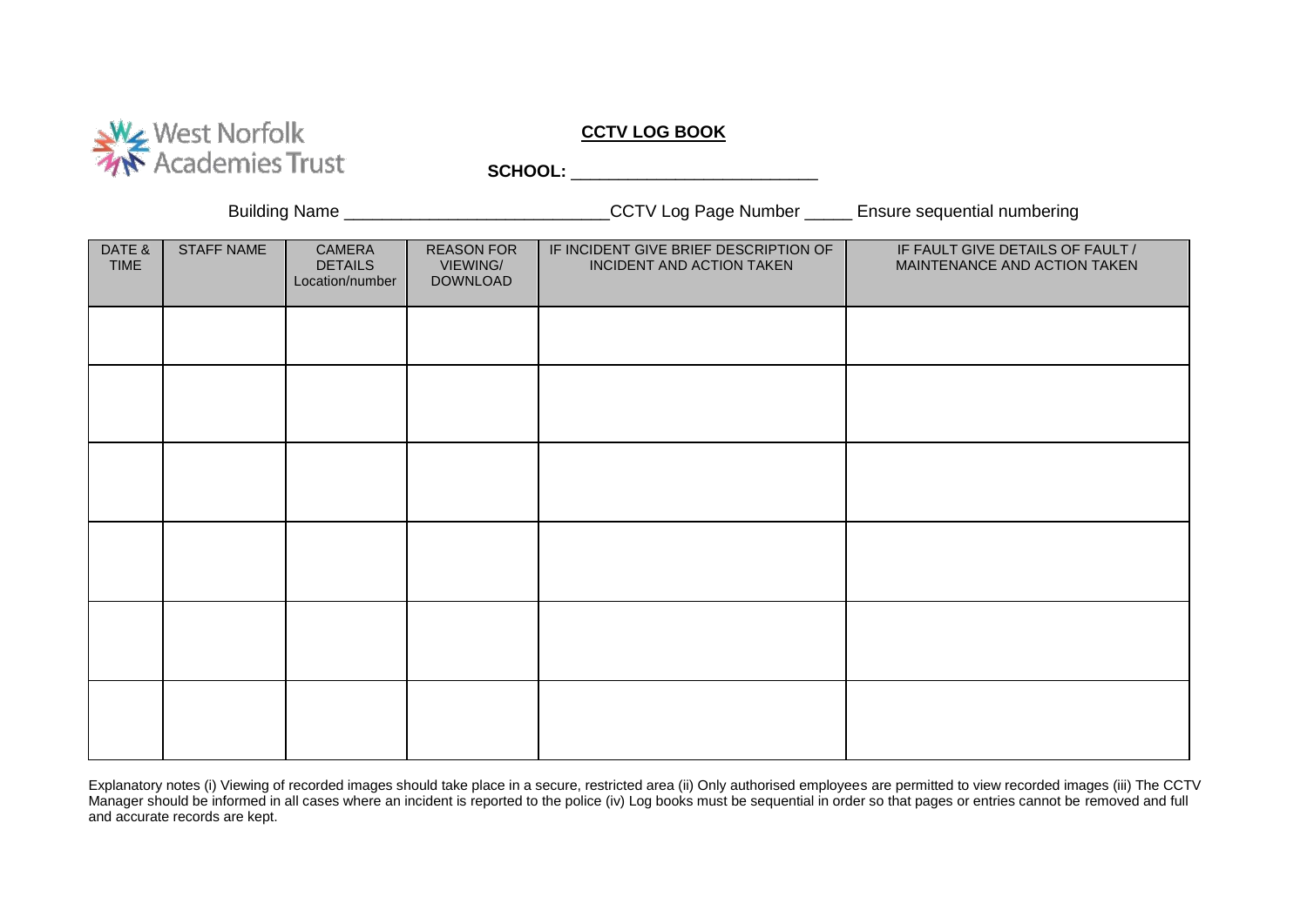West Norfolk Academies Trust

**CCTV LOG BOOK**

**SCHOOL:** ___________________________

Building Name ___________________________CCTV Log Page Number _____ Ensure sequential numbering

| DATE & TIME | STAFF NAME | CAMERA DETAILS Location/number | REASON FOR VIEWING/ DOWNLOAD | IF INCIDENT GIVE BRIEF DESCRIPTION OF INCIDENT AND ACTION TAKEN | IF FAULT GIVE DETAILS OF FAULT / MAINTENANCE AND ACTION TAKEN |
|---|---|---|---|---|---|
| | | | | | |
| | | | | | |
| | | | | | |
| | | | | | |
| | | | | | |
| | | | | | |

Explanatory notes (i) Viewing of recorded images should take place in a secure, restricted area (ii) Only authorised employees are permitted to view recorded images (iii) The CCTV Manager should be informed in all cases where an incident is reported to the police (iv) Log books must be sequential in order so that pages or entries cannot be removed and full and accurate records are kept.